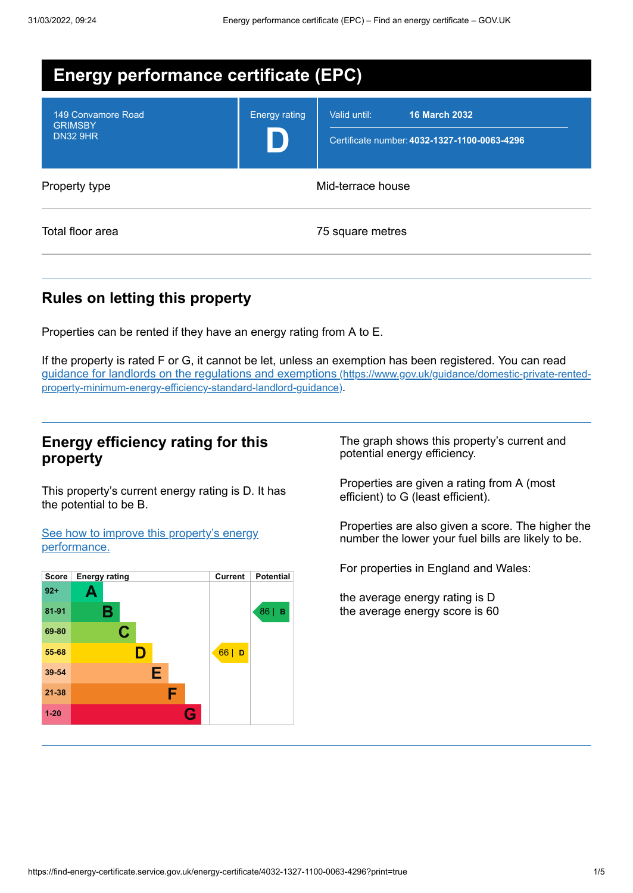# Energy performance certificate (EPC)

| 149 Convamore Road<br>GRIMSBY<br>DN32 9HR | Energy rating<br>**D** | Valid until: **16 March 2032**<br>Certificate number: **4032-1327-1100-0063-4296** |
|---|---|---|

| | |
|---|---|
| Property type | Mid-terrace house |
| Total floor area | 75 square metres |

## Rules on letting this property

Properties can be rented if they have an energy rating from A to E.

If the property is rated F or G, it cannot be let, unless an exemption has been registered. You can read guidance for landlords on the regulations and exemptions (https://www.gov.uk/guidance/domestic-private-rented-property-minimum-energy-efficiency-standard-landlord-guidance).

## Energy efficiency rating for this property

This property's current energy rating is D. It has the potential to be B.

See how to improve this property's energy performance.

| Score | Energy rating | Current | Potential |
|---|---|---|---|
| 92+ | A | | |
| 81-91 | B | | 86 \| B |
| 69-80 | C | | |
| 55-68 | D | 66 \| D | |
| 39-54 | E | | |
| 21-38 | F | | |
| 1-20 | G | | |

The graph shows this property's current and potential energy efficiency.

Properties are given a rating from A (most efficient) to G (least efficient).

Properties are also given a score. The higher the number the lower your fuel bills are likely to be.

For properties in England and Wales:

the average energy rating is D
the average energy score is 60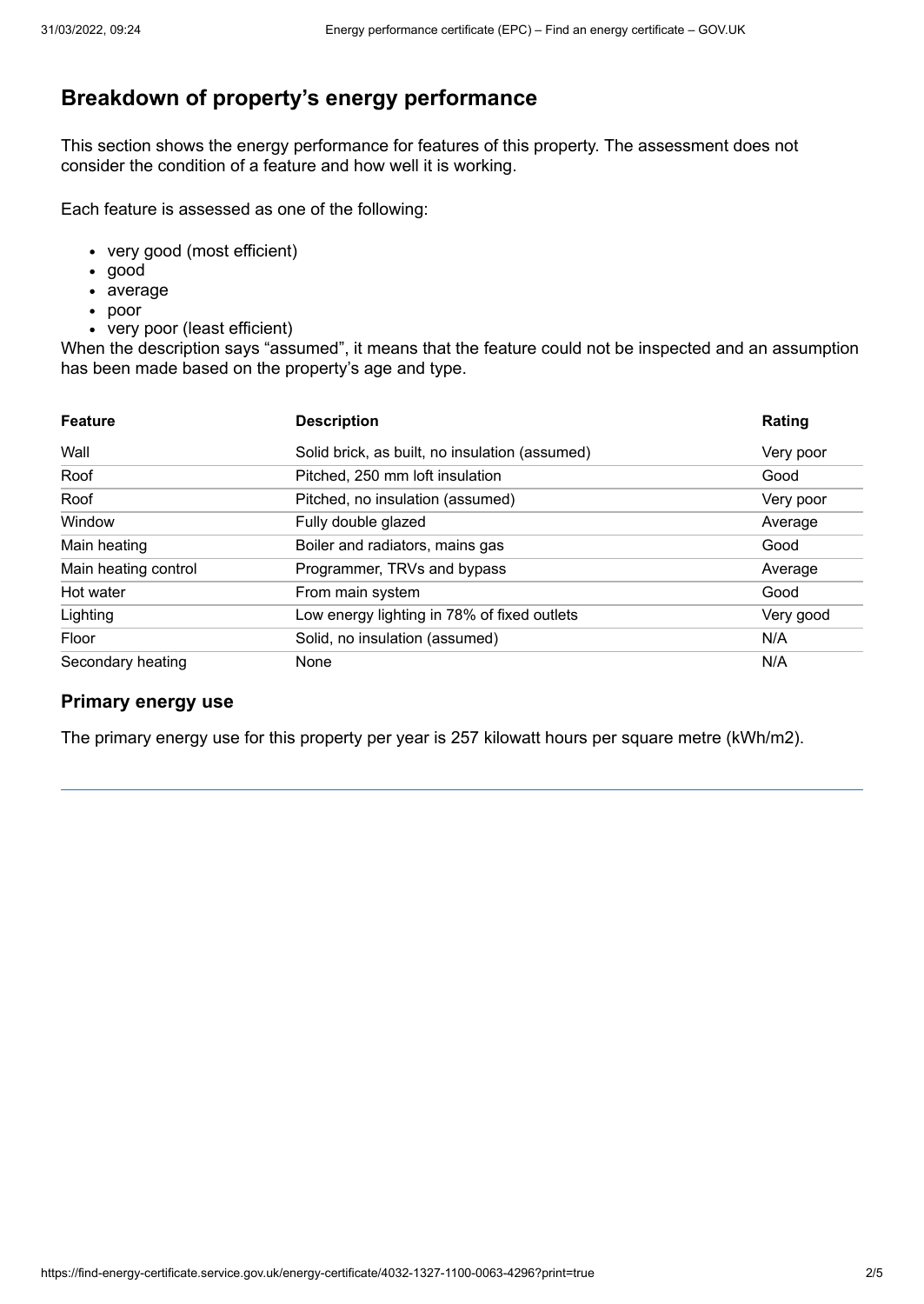## Breakdown of property's energy performance

This section shows the energy performance for features of this property. The assessment does not consider the condition of a feature and how well it is working.

Each feature is assessed as one of the following:

- very good (most efficient)
- good
- average
- poor
- very poor (least efficient)

When the description says "assumed", it means that the feature could not be inspected and an assumption has been made based on the property's age and type.

| Feature | Description | Rating |
| --- | --- | --- |
| Wall | Solid brick, as built, no insulation (assumed) | Very poor |
| Roof | Pitched, 250 mm loft insulation | Good |
| Roof | Pitched, no insulation (assumed) | Very poor |
| Window | Fully double glazed | Average |
| Main heating | Boiler and radiators, mains gas | Good |
| Main heating control | Programmer, TRVs and bypass | Average |
| Hot water | From main system | Good |
| Lighting | Low energy lighting in 78% of fixed outlets | Very good |
| Floor | Solid, no insulation (assumed) | N/A |
| Secondary heating | None | N/A |

### Primary energy use

The primary energy use for this property per year is 257 kilowatt hours per square metre (kWh/m2).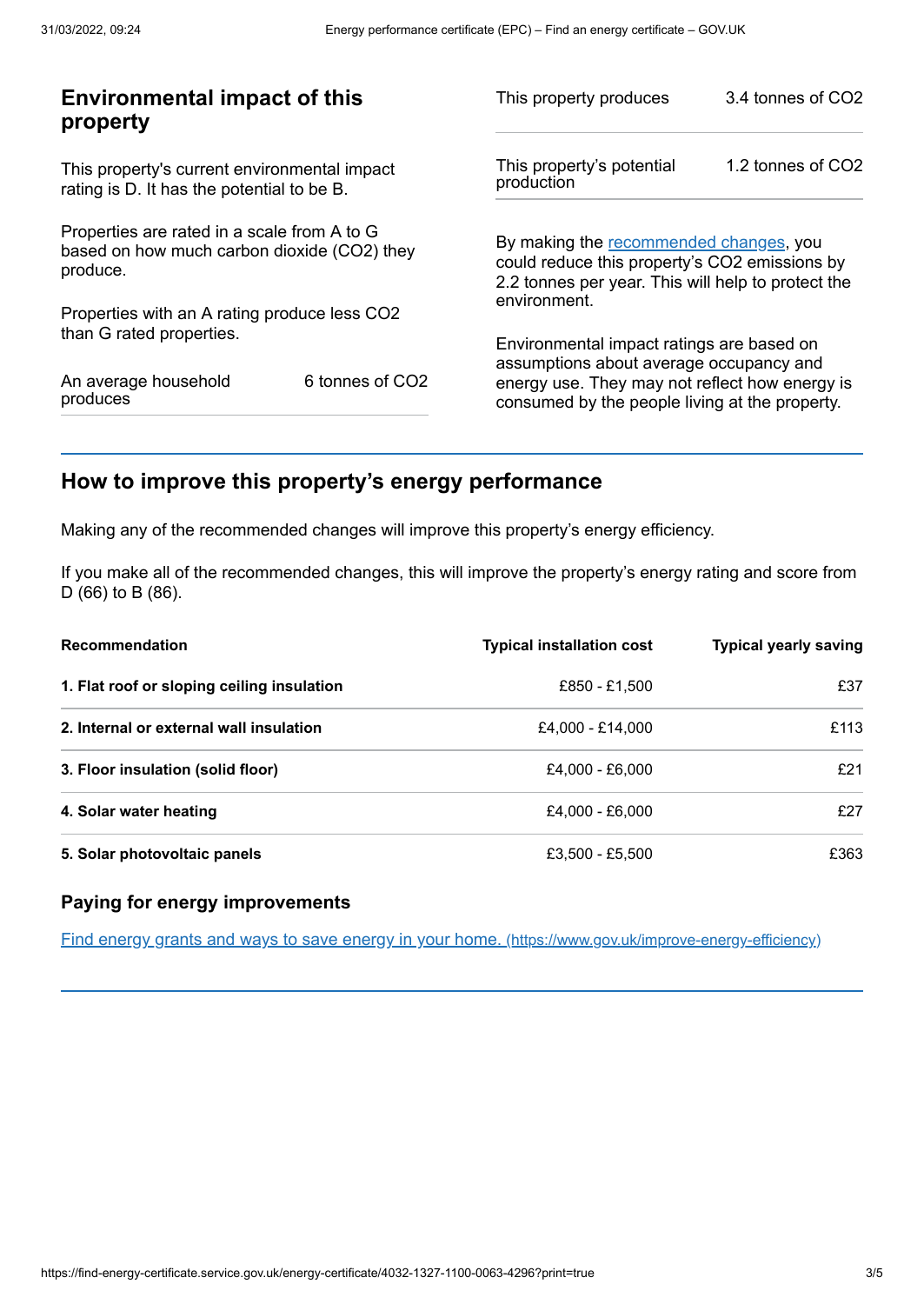## Environmental impact of this property

This property's current environmental impact rating is D. It has the potential to be B.

Properties are rated in a scale from A to G based on how much carbon dioxide ($CO_2$) they produce.

Properties with an A rating produce less $CO_2$ than G rated properties.

| | |
|---|---|
| An average household produces | 6 tonnes of $CO_2$ |

| | |
|---|---|
| This property produces | 3.4 tonnes of $CO_2$ |
| This property's potential production | 1.2 tonnes of $CO_2$ |

By making the [recommended changes](#), you could reduce this property's $CO_2$ emissions by 2.2 tonnes per year. This will help to protect the environment.

Environmental impact ratings are based on assumptions about average occupancy and energy use. They may not reflect how energy is consumed by the people living at the property.

## How to improve this property's energy performance

Making any of the recommended changes will improve this property's energy efficiency.

If you make all of the recommended changes, this will improve the property's energy rating and score from D (66) to B (86).

| Recommendation | Typical installation cost | Typical yearly saving |
|---|---|---|
| **1. Flat roof or sloping ceiling insulation** | £850 - £1,500 | £37 |
| **2. Internal or external wall insulation** | £4,000 - £14,000 | £113 |
| **3. Floor insulation (solid floor)** | £4,000 - £6,000 | £21 |
| **4. Solar water heating** | £4,000 - £6,000 | £27 |
| **5. Solar photovoltaic panels** | £3,500 - £5,500 | £363 |

### Paying for energy improvements

[Find energy grants and ways to save energy in your home. (https://www.gov.uk/improve-energy-efficiency)](https://www.gov.uk/improve-energy-efficiency)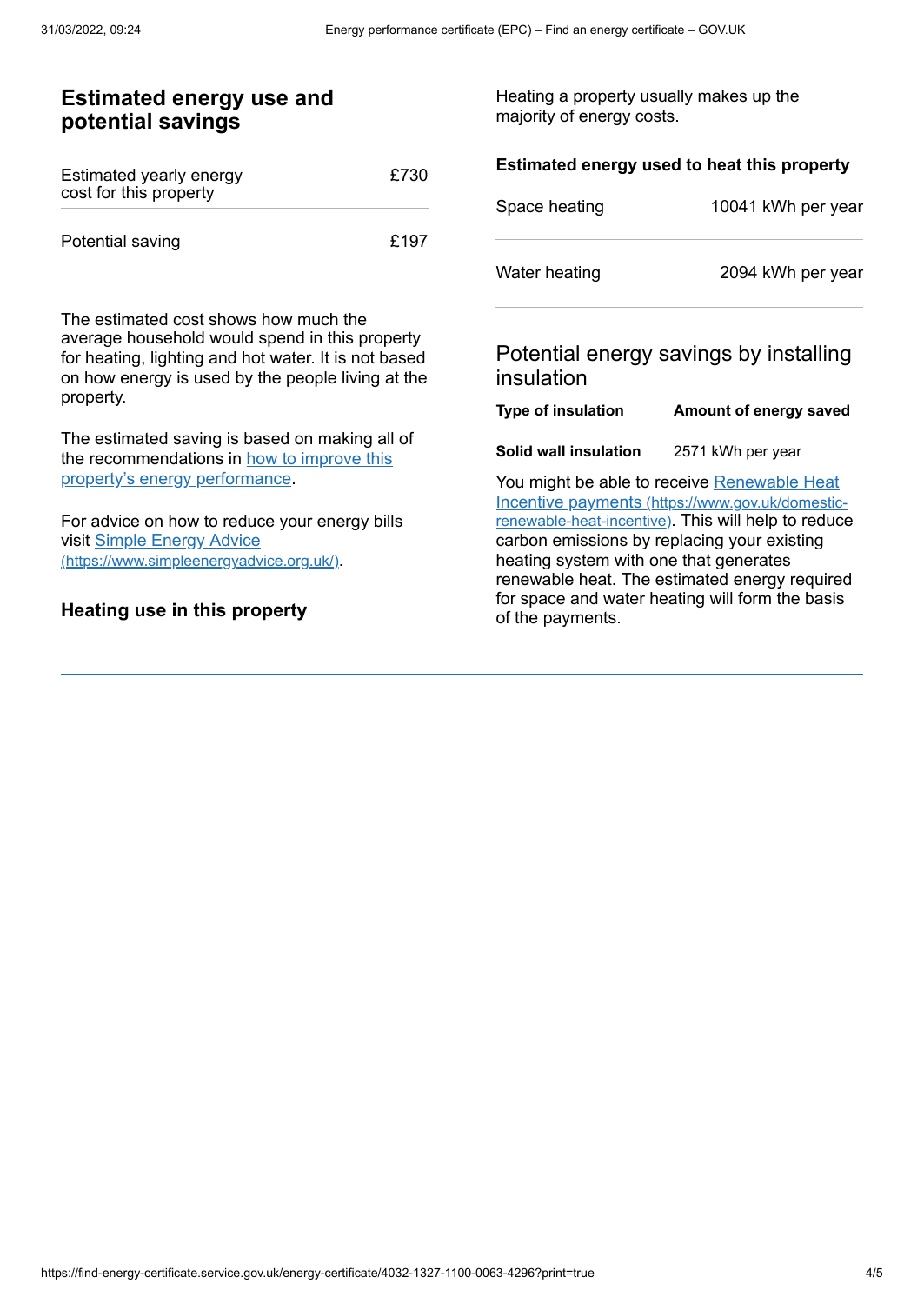## Estimated energy use and potential savings

| | |
|---|---|
| Estimated yearly energy cost for this property | £730 |
| Potential saving | £197 |

The estimated cost shows how much the average household would spend in this property for heating, lighting and hot water. It is not based on how energy is used by the people living at the property.

The estimated saving is based on making all of the recommendations in [how to improve this property's energy performance](#).

For advice on how to reduce your energy bills visit [Simple Energy Advice (https://www.simpleenergyadvice.org.uk/)](https://www.simpleenergyadvice.org.uk/).

## Heating use in this property

Heating a property usually makes up the majority of energy costs.

### Estimated energy used to heat this property

| | |
|---|---|
| Space heating | 10041 kWh per year |
| Water heating | 2094 kWh per year |

### Potential energy savings by installing insulation

| Type of insulation | Amount of energy saved |
|---|---|
| **Solid wall insulation** | 2571 kWh per year |

You might be able to receive [Renewable Heat Incentive payments (https://www.gov.uk/domestic-renewable-heat-incentive)](https://www.gov.uk/domestic-renewable-heat-incentive). This will help to reduce carbon emissions by replacing your existing heating system with one that generates renewable heat. The estimated energy required for space and water heating will form the basis of the payments.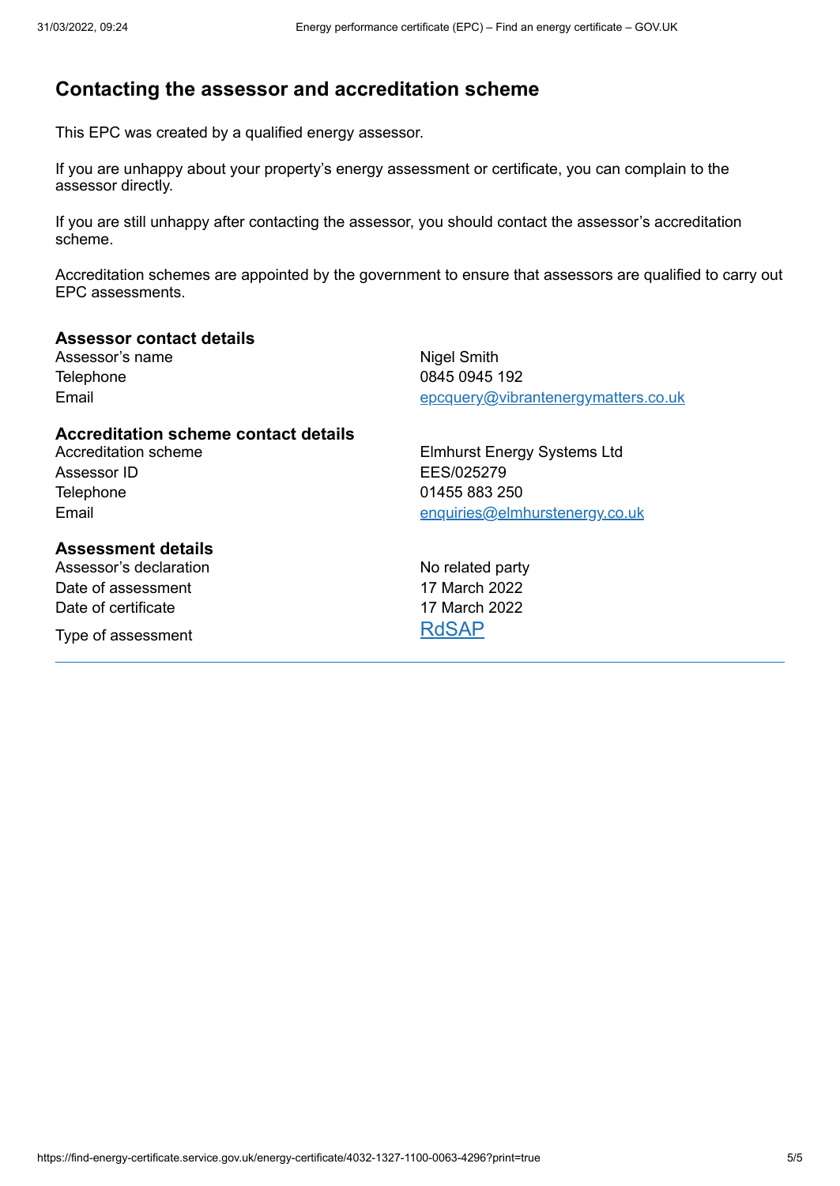## Contacting the assessor and accreditation scheme

This EPC was created by a qualified energy assessor.

If you are unhappy about your property's energy assessment or certificate, you can complain to the assessor directly.

If you are still unhappy after contacting the assessor, you should contact the assessor's accreditation scheme.

Accreditation schemes are appointed by the government to ensure that assessors are qualified to carry out EPC assessments.

### Assessor contact details

| | |
|---|---|
| Assessor's name | Nigel Smith |
| Telephone | 0845 0945 192 |
| Email | epcquery@vibrantenergymatters.co.uk |

### Accreditation scheme contact details

| | |
|---|---|
| Accreditation scheme | Elmhurst Energy Systems Ltd |
| Assessor ID | EES/025279 |
| Telephone | 01455 883 250 |
| Email | enquiries@elmhurstenergy.co.uk |

### Assessment details

| | |
|---|---|
| Assessor's declaration | No related party |
| Date of assessment | 17 March 2022 |
| Date of certificate | 17 March 2022 |
| Type of assessment | RdSAP |